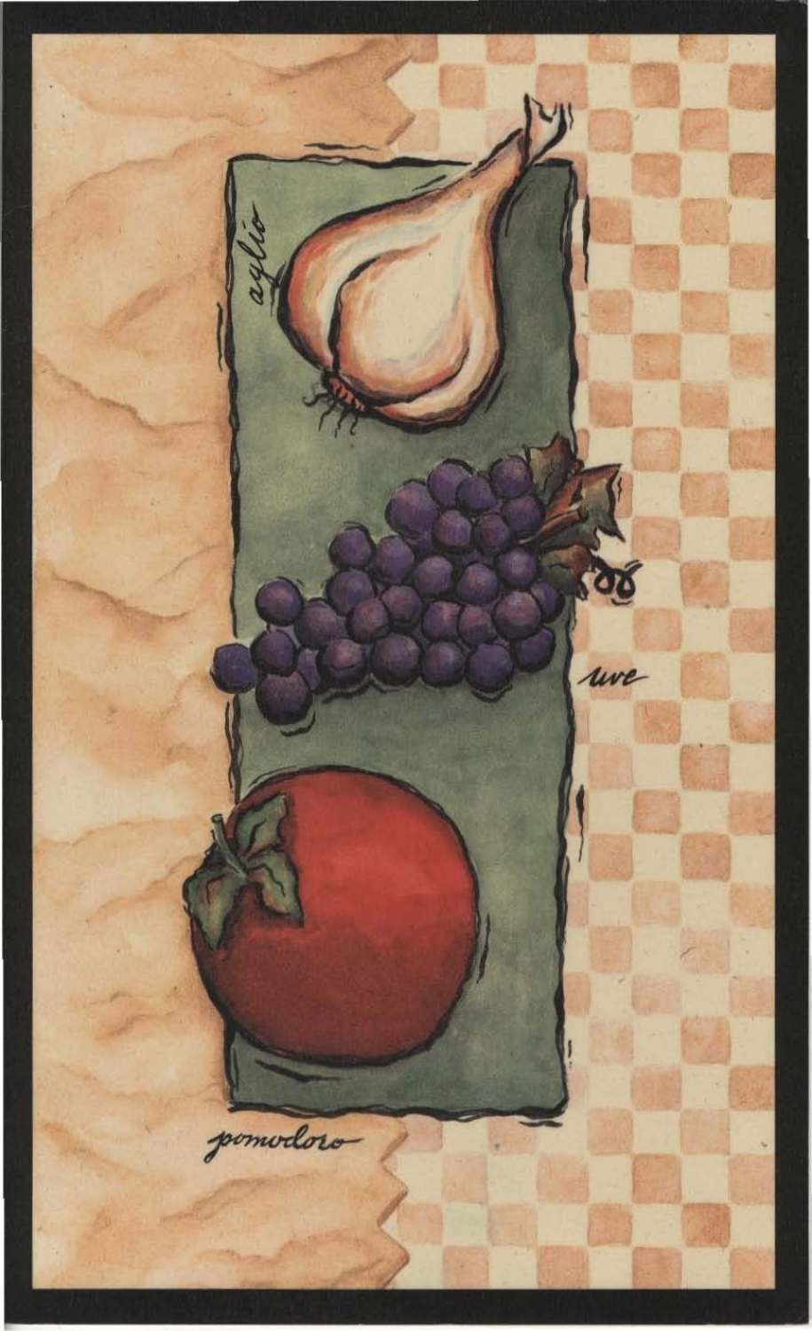aglio

uve

pomodoro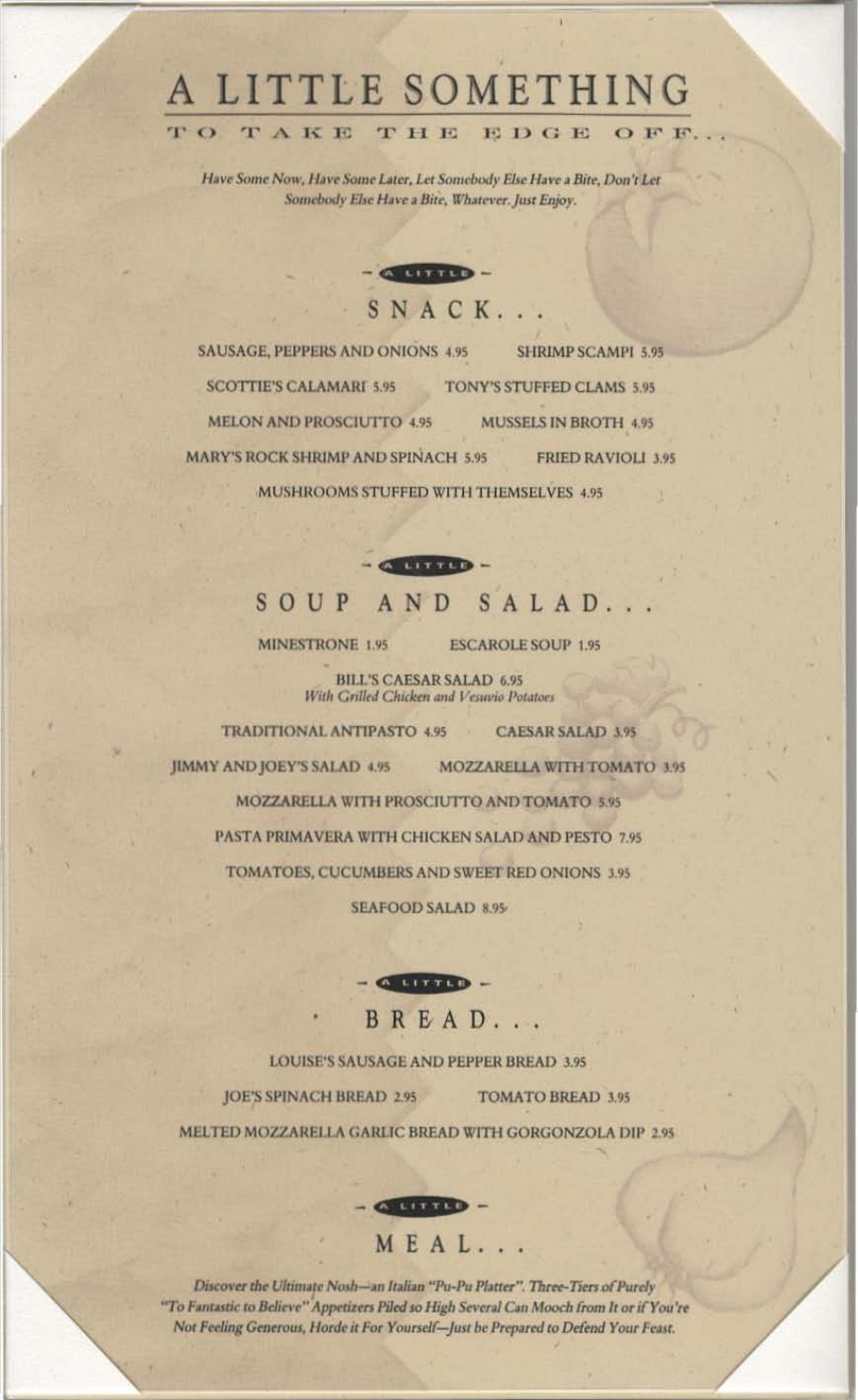# A LITTLE SOMETHING

TO TAKE THE EDGE OFF...

*Have Some Now, Have Some Later, Let Somebody Else Have a Bite, Don't Let Somebody Else Have a Bite, Whatever. Just Enjoy.*

A LITTLE

## SNACK...

SAUSAGE, PEPPERS AND ONIONS 4.95

SHRIMP SCAMPI 5.95

SCOTTIE'S CALAMARI 5.95

TONY'S STUFFED CLAMS 5.95

MELON AND PROSCIUTTO 4.95

MUSSELS IN BROTH 4.95

MARY'S ROCK SHRIMP AND SPINACH 5.95

FRIED RAVIOLI 3.95

MUSHROOMS STUFFED WITH THEMSELVES 4.95

A LITTLE

## SOUP AND SALAD...

MINESTRONE 1.95

ESCAROLE SOUP 1.95

BILL'S CAESAR SALAD 6.95
*With Grilled Chicken and Vesuvio Potatoes*

TRADITIONAL ANTIPASTO 4.95

CAESAR SALAD 3.95

JIMMY AND JOEY'S SALAD 4.95

MOZZARELLA WITH TOMATO 3.95

MOZZARELLA WITH PROSCIUTTO AND TOMATO 5.95

PASTA PRIMAVERA WITH CHICKEN SALAD AND PESTO 7.95

TOMATOES, CUCUMBERS AND SWEET RED ONIONS 3.95

SEAFOOD SALAD 8.95

A LITTLE

## BREAD...

LOUISE'S SAUSAGE AND PEPPER BREAD 3.95

JOE'S SPINACH BREAD 2.95

TOMATO BREAD 3.95

MELTED MOZZARELLA GARLIC BREAD WITH GORGONZOLA DIP 2.95

A LITTLE

## MEAL...

*Discover the Ultimate Nosh—an Italian "Pu-Pu Platter". Three-Tiers of Purely "To Fantastic to Believe" Appetizers Piled so High Several Can Mooch from It or if You're Not Feeling Generous, Horde it For Yourself—Just be Prepared to Defend Your Feast.*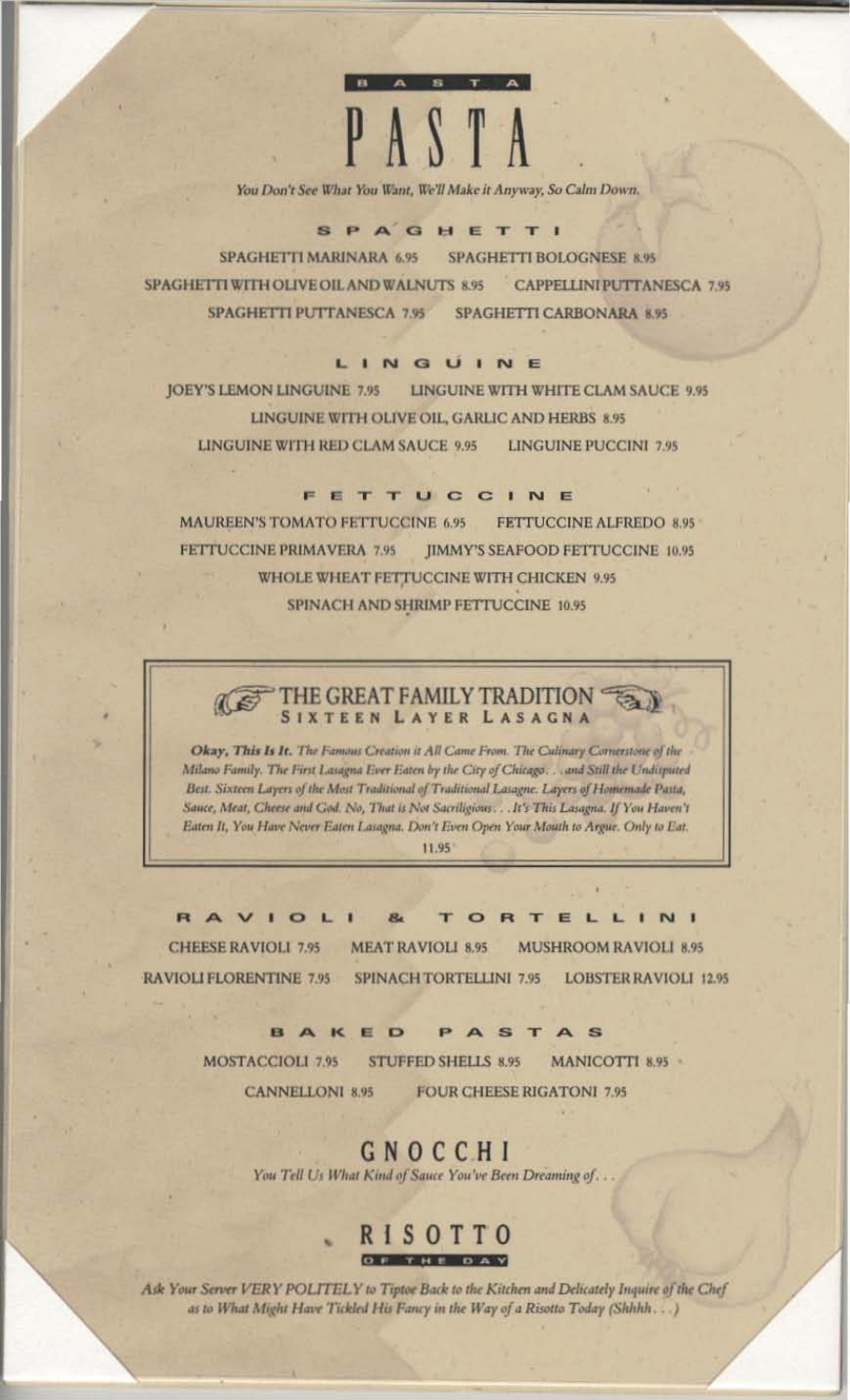BASTA

# PASTA

*You Don't See What You Want, We'll Make it Anyway, So Calm Down.*

## SPAGHETTI

SPAGHETTI MARINARA 6.95
SPAGHETTI BOLOGNESE 8.95
SPAGHETTI WITH OLIVE OIL AND WALNUTS 8.95
CAPPELLINI PUTTANESCA 7.95
SPAGHETTI PUTTANESCA 7.95
SPAGHETTI CARBONARA 8.95

## LINGUINE

JOEY'S LEMON LINGUINE 7.95
LINGUINE WITH WHITE CLAM SAUCE 9.95
LINGUINE WITH OLIVE OIL, GARLIC AND HERBS 8.95
LINGUINE WITH RED CLAM SAUCE 9.95
LINGUINE PUCCINI 7.95

## FETTUCCINE

MAUREEN'S TOMATO FETTUCCINE 6.95
FETTUCCINE ALFREDO 8.95
FETTUCCINE PRIMAVERA 7.95
JIMMY'S SEAFOOD FETTUCCINE 10.95
WHOLE WHEAT FETTUCCINE WITH CHICKEN 9.95
SPINACH AND SHRIMP FETTUCCINE 10.95

## THE GREAT FAMILY TRADITION
### SIXTEEN LAYER LASAGNA

***Okay, This Is It.*** *The Famous Creation it All Came From. The Culinary Cornerstone of the Milano Family. The First Lasagna Ever Eaten by the City of Chicago. . . and Still the Undisputed Best. Sixteen Layers of the Most Traditional of Traditional Lasagne. Layers of Homemade Pasta, Sauce, Meat, Cheese and God. No, That is Not Sacriligious. . . It's This Lasagna. If You Haven't Eaten It, You Have Never Eaten Lasagna. Don't Even Open Your Mouth to Argue. Only to Eat.*

11.95

## RAVIOLI & TORTELLINI

CHEESE RAVIOLI 7.95
MEAT RAVIOLI 8.95
MUSHROOM RAVIOLI 8.95
RAVIOLI FLORENTINE 7.95
SPINACH TORTELLINI 7.95
LOBSTER RAVIOLI 12.95

## BAKED PASTAS

MOSTACCIOLI 7.95
STUFFED SHELLS 8.95
MANICOTTI 8.95
CANNELLONI 8.95
FOUR CHEESE RIGATONI 7.95

## GNOCCHI

*You Tell Us What Kind of Sauce You've Been Dreaming of. . .*

## RISOTTO
### OF THE DAY

*Ask Your Server VERY POLITELY to Tiptoe Back to the Kitchen and Delicately Inquire of the Chef as to What Might Have Tickled His Fancy in the Way of a Risotto Today (Shhhh. . .)*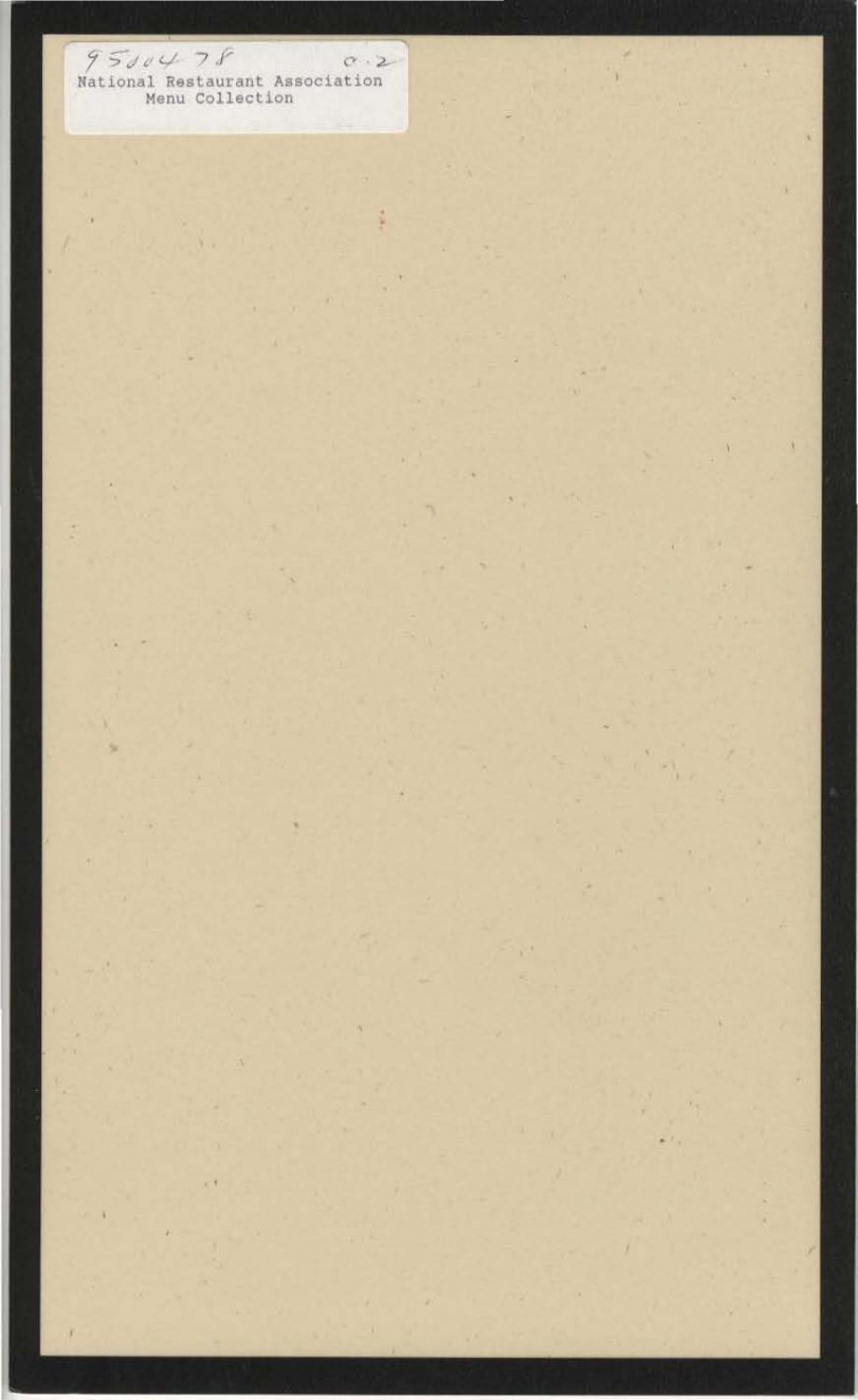9500478 c.2
National Restaurant Association
Menu Collection